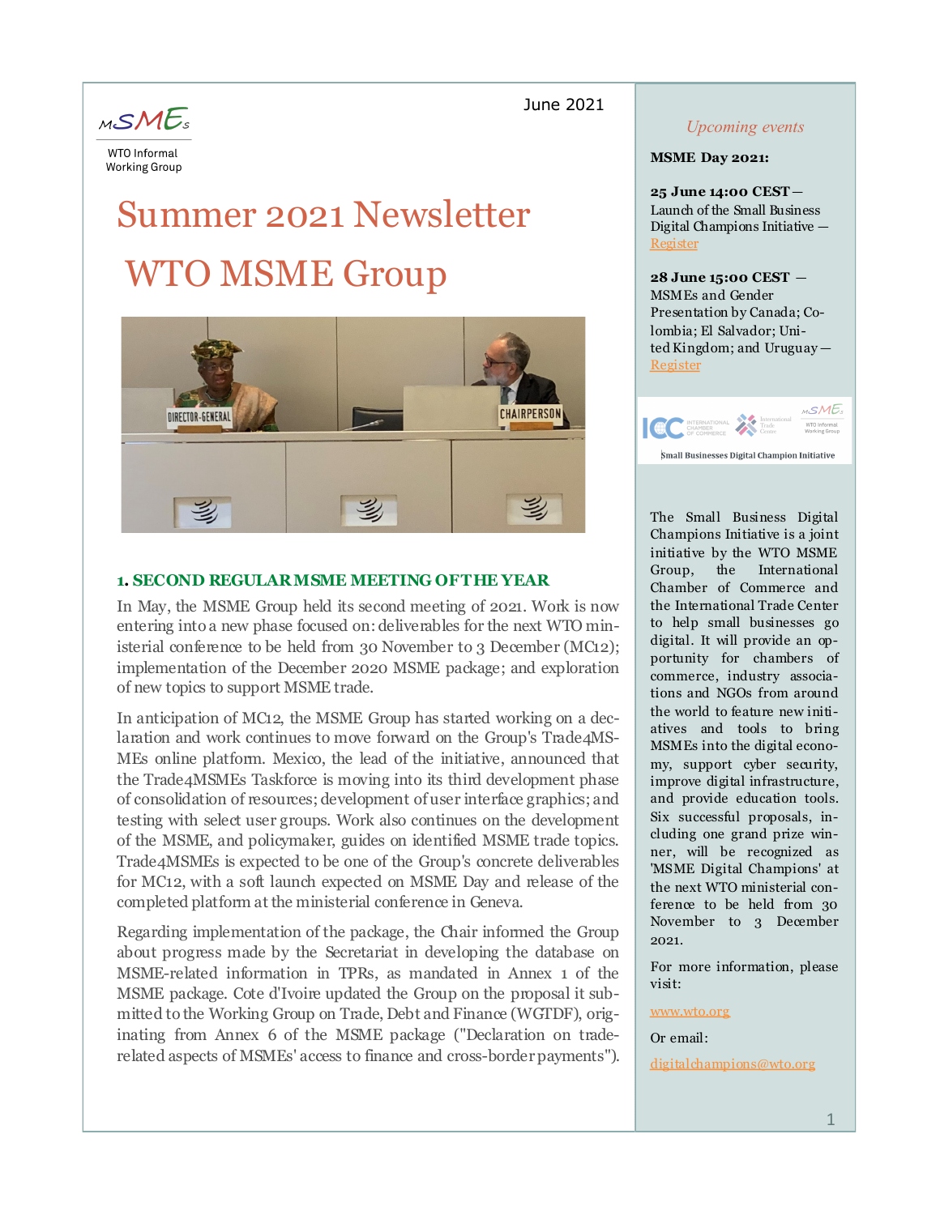MSMEs

WTO Informal Working Group

June 2021

# Summer 2021 Newsletter

# WTO MSME Group

### 1. SECOND REGULAR MSME MEETING OF THE YEAR

In May, the MSME Group held its second meeting of 2021. Work is now entering into a new phase focused on: deliverables for the next WTO ministerial conference to be held from 30 November to 3 December (MC12); implementation of the December 2020 MSME package; and exploration of new topics to support MSME trade.

In anticipation of MC12, the MSME Group has started working on a declaration and work continues to move forward on the Group's Trade4MSMEs online platform. Mexico, the lead of the initiative, announced that the Trade4MSMEs Taskforce is moving into its third development phase of consolidation of resources; development of user interface graphics; and testing with select user groups. Work also continues on the development of the MSME, and policymaker, guides on identified MSME trade topics. Trade4MSMEs is expected to be one of the Group's concrete deliverables for MC12, with a soft launch expected on MSME Day and release of the completed platform at the ministerial conference in Geneva.

Regarding implementation of the package, the Chair informed the Group about progress made by the Secretariat in developing the database on MSME-related information in TPRs, as mandated in Annex 1 of the MSME package. Cote d'Ivoire updated the Group on the proposal it submitted to the Working Group on Trade, Debt and Finance (WGTDF), originating from Annex 6 of the MSME package ("Declaration on trade-related aspects of MSMEs' access to finance and cross-border payments").

*Upcoming events*

**MSME Day 2021:**

**25 June 14:00 CEST** — Launch of the Small Business Digital Champions Initiative — Register

**28 June 15:00 CEST** — MSMEs and Gender Presentation by Canada; Colombia; El Salvador; United Kingdom; and Uruguay — Register

Small Businesses Digital Champion Initiative

The Small Business Digital Champions Initiative is a joint initiative by the WTO MSME Group, the International Chamber of Commerce and the International Trade Center to help small businesses go digital. It will provide an opportunity for chambers of commerce, industry associations and NGOs from around the world to feature new initiatives and tools to bring MSMEs into the digital economy, support cyber security, improve digital infrastructure, and provide education tools. Six successful proposals, including one grand prize winner, will be recognized as 'MSME Digital Champions' at the next WTO ministerial conference to be held from 30 November to 3 December 2021.

For more information, please visit:

www.wto.org

Or email:

digitalchampions@wto.org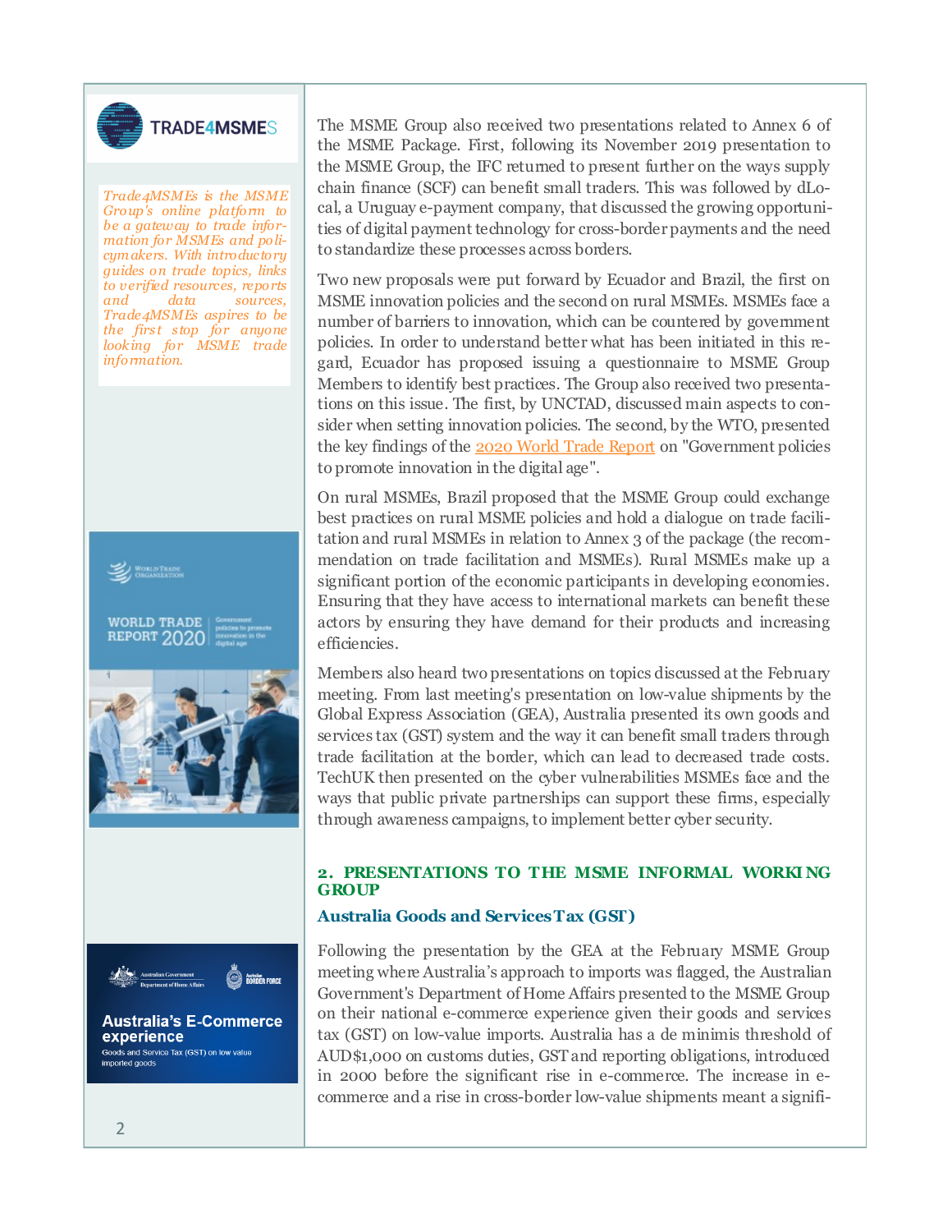*Trade4MSMEs is the MSME Group's online platform to be a gateway to trade information for MSMEs and policymakers. With introductory guides on trade topics, links to verified resources, reports and data sources, Trade4MSMEs aspires to be the first stop for anyone looking for MSME trade information.*

The MSME Group also received two presentations related to Annex 6 of the MSME Package. First, following its November 2019 presentation to the MSME Group, the IFC returned to present further on the ways supply chain finance (SCF) can benefit small traders. This was followed by dLocal, a Uruguay e-payment company, that discussed the growing opportunities of digital payment technology for cross-border payments and the need to standardize these processes across borders.

Two new proposals were put forward by Ecuador and Brazil, the first on MSME innovation policies and the second on rural MSMEs. MSMEs face a number of barriers to innovation, which can be countered by government policies. In order to understand better what has been initiated in this regard, Ecuador has proposed issuing a questionnaire to MSME Group Members to identify best practices. The Group also received two presentations on this issue. The first, by UNCTAD, discussed main aspects to consider when setting innovation policies. The second, by the WTO, presented the key findings of the 2020 World Trade Report on "Government policies to promote innovation in the digital age".

On rural MSMEs, Brazil proposed that the MSME Group could exchange best practices on rural MSME policies and hold a dialogue on trade facilitation and rural MSMEs in relation to Annex 3 of the package (the recommendation on trade facilitation and MSMEs). Rural MSMEs make up a significant portion of the economic participants in developing economies. Ensuring that they have access to international markets can benefit these actors by ensuring they have demand for their products and increasing efficiencies.

Members also heard two presentations on topics discussed at the February meeting. From last meeting's presentation on low-value shipments by the Global Express Association (GEA), Australia presented its own goods and services tax (GST) system and the way it can benefit small traders through trade facilitation at the border, which can lead to decreased trade costs. TechUK then presented on the cyber vulnerabilities MSMEs face and the ways that public private partnerships can support these firms, especially through awareness campaigns, to implement better cyber security.

## 2. PRESENTATIONS TO THE MSME INFORMAL WORKING GROUP

### Australia Goods and Services Tax (GST)

Following the presentation by the GEA at the February MSME Group meeting where Australia's approach to imports was flagged, the Australian Government's Department of Home Affairs presented to the MSME Group on their national e-commerce experience given their goods and services tax (GST) on low-value imports. Australia has a de minimis threshold of AUD$1,000 on customs duties, GST and reporting obligations, introduced in 2000 before the significant rise in e-commerce. The increase in e-commerce and a rise in cross-border low-value shipments meant a signifi-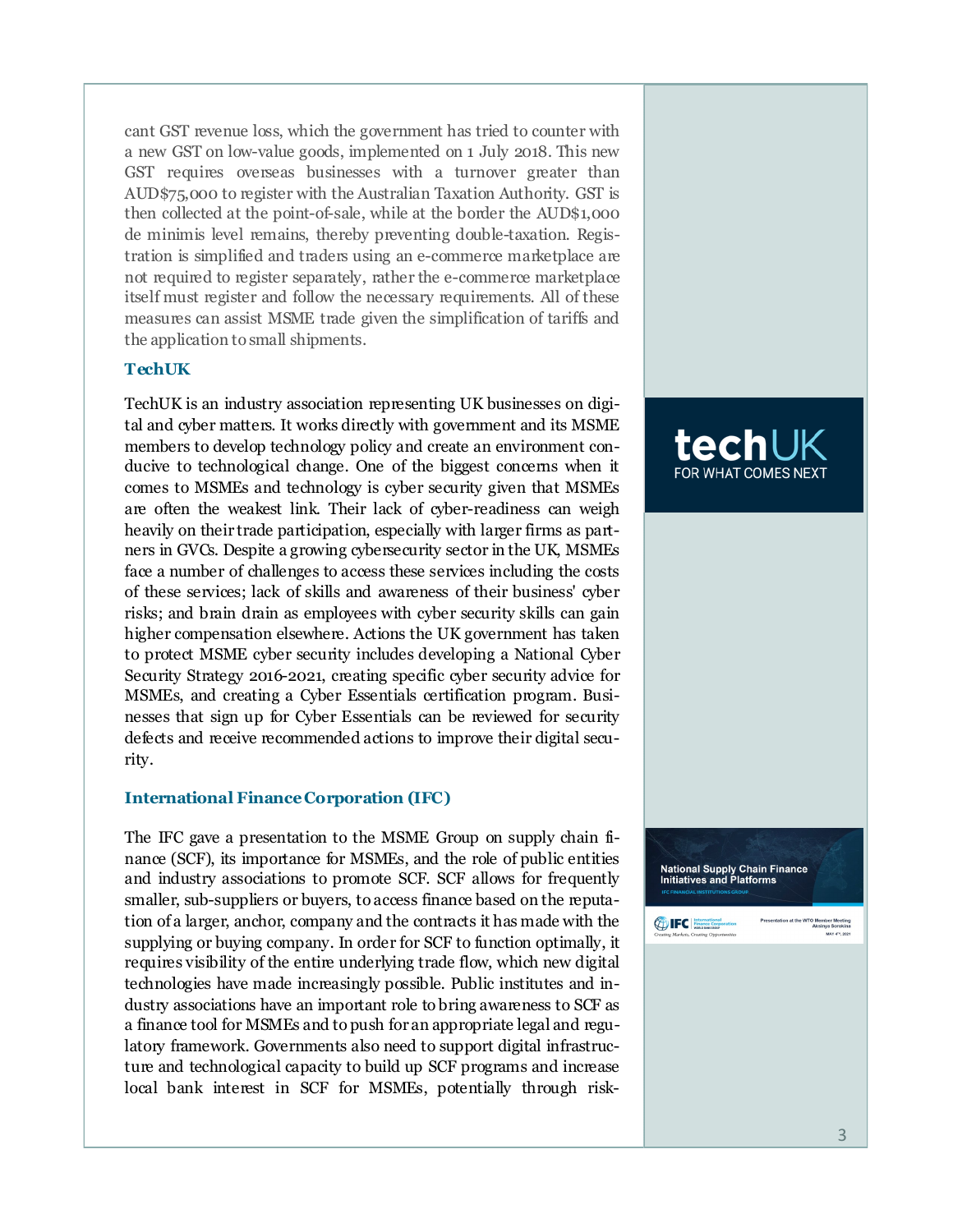cant GST revenue loss, which the government has tried to counter with a new GST on low-value goods, implemented on 1 July 2018. This new GST requires overseas businesses with a turnover greater than AUD$75,000 to register with the Australian Taxation Authority. GST is then collected at the point-of-sale, while at the border the AUD$1,000 de minimis level remains, thereby preventing double-taxation. Registration is simplified and traders using an e-commerce marketplace are not required to register separately, rather the e-commerce marketplace itself must register and follow the necessary requirements. All of these measures can assist MSME trade given the simplification of tariffs and the application to small shipments.

### TechUK

TechUK is an industry association representing UK businesses on digital and cyber matters. It works directly with government and its MSME members to develop technology policy and create an environment conducive to technological change. One of the biggest concerns when it comes to MSMEs and technology is cyber security given that MSMEs are often the weakest link. Their lack of cyber-readiness can weigh heavily on their trade participation, especially with larger firms as partners in GVCs. Despite a growing cybersecurity sector in the UK, MSMEs face a number of challenges to access these services including the costs of these services; lack of skills and awareness of their business' cyber risks; and brain drain as employees with cyber security skills can gain higher compensation elsewhere. Actions the UK government has taken to protect MSME cyber security includes developing a National Cyber Security Strategy 2016-2021, creating specific cyber security advice for MSMEs, and creating a Cyber Essentials certification program. Businesses that sign up for Cyber Essentials can be reviewed for security defects and receive recommended actions to improve their digital security.

### International Finance Corporation (IFC)

The IFC gave a presentation to the MSME Group on supply chain finance (SCF), its importance for MSMEs, and the role of public entities and industry associations to promote SCF. SCF allows for frequently smaller, sub-suppliers or buyers, to access finance based on the reputation of a larger, anchor, company and the contracts it has made with the supplying or buying company. In order for SCF to function optimally, it requires visibility of the entire underlying trade flow, which new digital technologies have made increasingly possible. Public institutes and industry associations have an important role to bring awareness to SCF as a finance tool for MSMEs and to push for an appropriate legal and regulatory framework. Governments also need to support digital infrastructure and technological capacity to build up SCF programs and increase local bank interest in SCF for MSMEs, potentially through risk-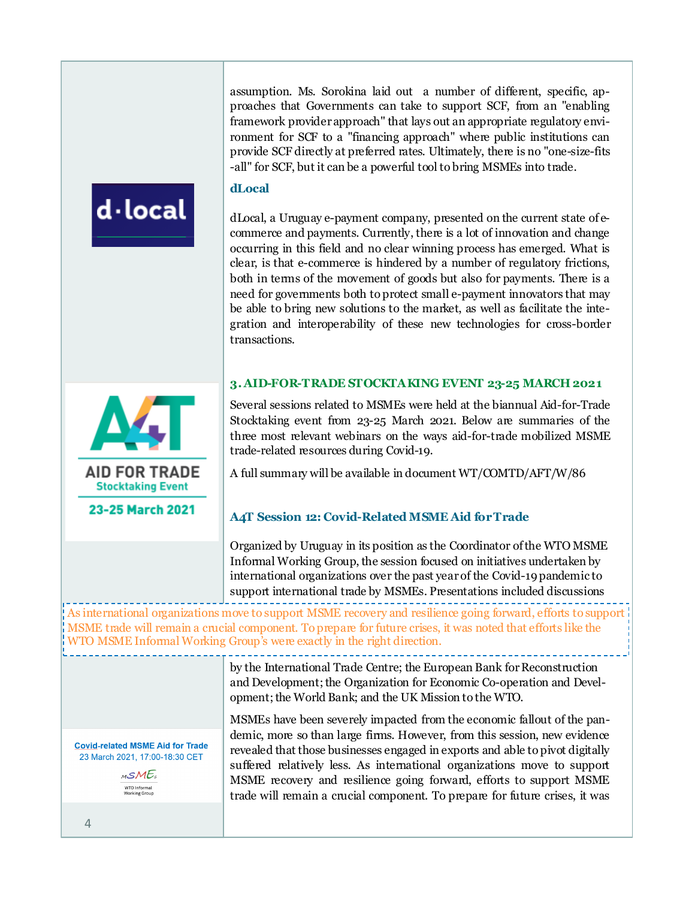assumption. Ms. Sorokina laid out a number of different, specific, approaches that Governments can take to support SCF, from an "enabling framework provider approach" that lays out an appropriate regulatory environment for SCF to a "financing approach" where public institutions can provide SCF directly at preferred rates. Ultimately, there is no "one-size-fits-all" for SCF, but it can be a powerful tool to bring MSMEs into trade.

### dLocal

dLocal, a Uruguay e-payment company, presented on the current state of e-commerce and payments. Currently, there is a lot of innovation and change occurring in this field and no clear winning process has emerged. What is clear, is that e-commerce is hindered by a number of regulatory frictions, both in terms of the movement of goods but also for payments. There is a need for governments both to protect small e-payment innovators that may be able to bring new solutions to the market, as well as facilitate the integration and interoperability of these new technologies for cross-border transactions.

## 3. AID-FOR-TRADE STOCKTAKING EVENT 23-25 MARCH 2021

Several sessions related to MSMEs were held at the biannual Aid-for-Trade Stocktaking event from 23-25 March 2021. Below are summaries of the three most relevant webinars on the ways aid-for-trade mobilized MSME trade-related resources during Covid-19.

A full summary will be available in document WT/COMTD/AFT/W/86

### A4T Session 12: Covid-Related MSME Aid for Trade

Organized by Uruguay in its position as the Coordinator of the WTO MSME Informal Working Group, the session focused on initiatives undertaken by international organizations over the past year of the Covid-19 pandemic to support international trade by MSMEs. Presentations included discussions by the International Trade Centre; the European Bank for Reconstruction and Development; the Organization for Economic Co-operation and Development; the World Bank; and the UK Mission to the WTO.

> As international organizations move to support MSME recovery and resilience going forward, efforts to support MSME trade will remain a crucial component. To prepare for future crises, it was noted that efforts like the WTO MSME Informal Working Group's were exactly in the right direction.

MSMEs have been severely impacted from the economic fallout of the pandemic, more so than large firms. However, from this session, new evidence revealed that those businesses engaged in exports and able to pivot digitally suffered relatively less. As international organizations move to support MSME recovery and resilience going forward, efforts to support MSME trade will remain a crucial component. To prepare for future crises, it was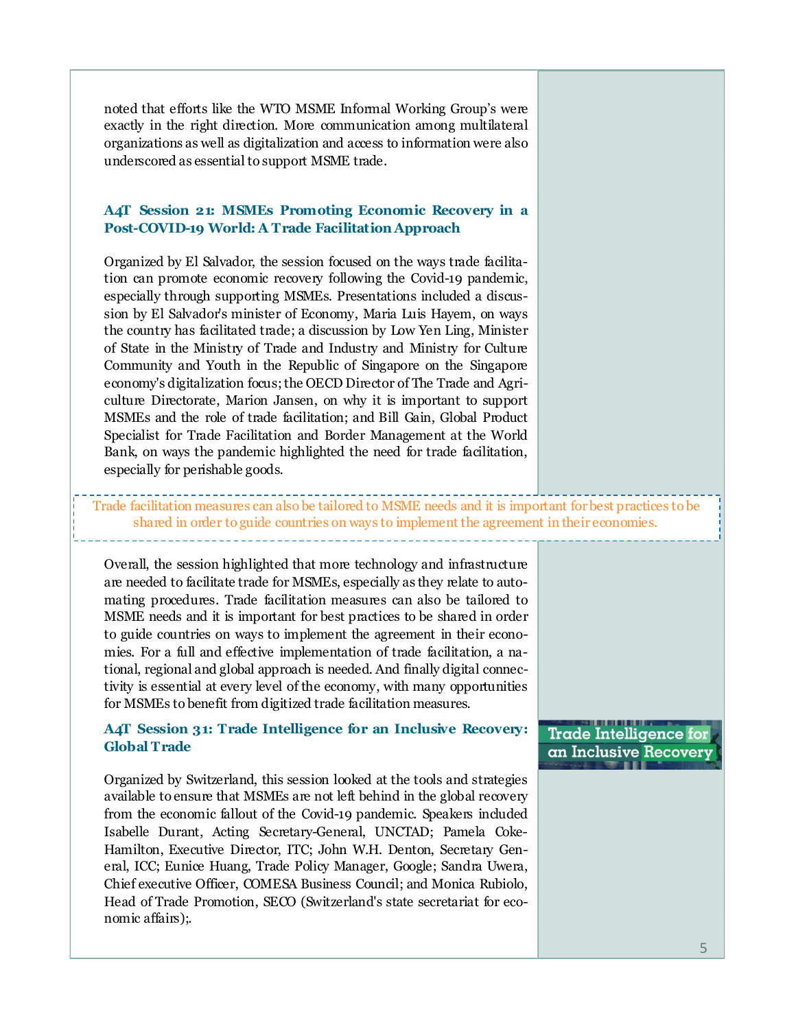noted that efforts like the WTO MSME Informal Working Group's were exactly in the right direction. More communication among multilateral organizations as well as digitalization and access to information were also underscored as essential to support MSME trade.

### A4T Session 21: MSMEs Promoting Economic Recovery in a Post-COVID-19 World: A Trade Facilitation Approach

Organized by El Salvador, the session focused on the ways trade facilitation can promote economic recovery following the Covid-19 pandemic, especially through supporting MSMEs. Presentations included a discussion by El Salvador's minister of Economy, Maria Luis Hayem, on ways the country has facilitated trade; a discussion by Low Yen Ling, Minister of State in the Ministry of Trade and Industry and Ministry for Culture Community and Youth in the Republic of Singapore on the Singapore economy's digitalization focus; the OECD Director of The Trade and Agriculture Directorate, Marion Jansen, on why it is important to support MSMEs and the role of trade facilitation; and Bill Gain, Global Product Specialist for Trade Facilitation and Border Management at the World Bank, on ways the pandemic highlighted the need for trade facilitation, especially for perishable goods.

> Trade facilitation measures can also be tailored to MSME needs and it is important for best practices to be shared in order to guide countries on ways to implement the agreement in their economies.

Overall, the session highlighted that more technology and infrastructure are needed to facilitate trade for MSMEs, especially as they relate to automating procedures. Trade facilitation measures can also be tailored to MSME needs and it is important for best practices to be shared in order to guide countries on ways to implement the agreement in their economies. For a full and effective implementation of trade facilitation, a national, regional and global approach is needed. And finally digital connectivity is essential at every level of the economy, with many opportunities for MSMEs to benefit from digitized trade facilitation measures.

### A4T Session 31: Trade Intelligence for an Inclusive Recovery: Global Trade

Trade Intelligence for an Inclusive Recovery

Organized by Switzerland, this session looked at the tools and strategies available to ensure that MSMEs are not left behind in the global recovery from the economic fallout of the Covid-19 pandemic. Speakers included Isabelle Durant, Acting Secretary-General, UNCTAD; Pamela Coke-Hamilton, Executive Director, ITC; John W.H. Denton, Secretary General, ICC; Eunice Huang, Trade Policy Manager, Google; Sandra Uwera, Chief executive Officer, COMESA Business Council; and Monica Rubiolo, Head of Trade Promotion, SECO (Switzerland's state secretariat for economic affairs);.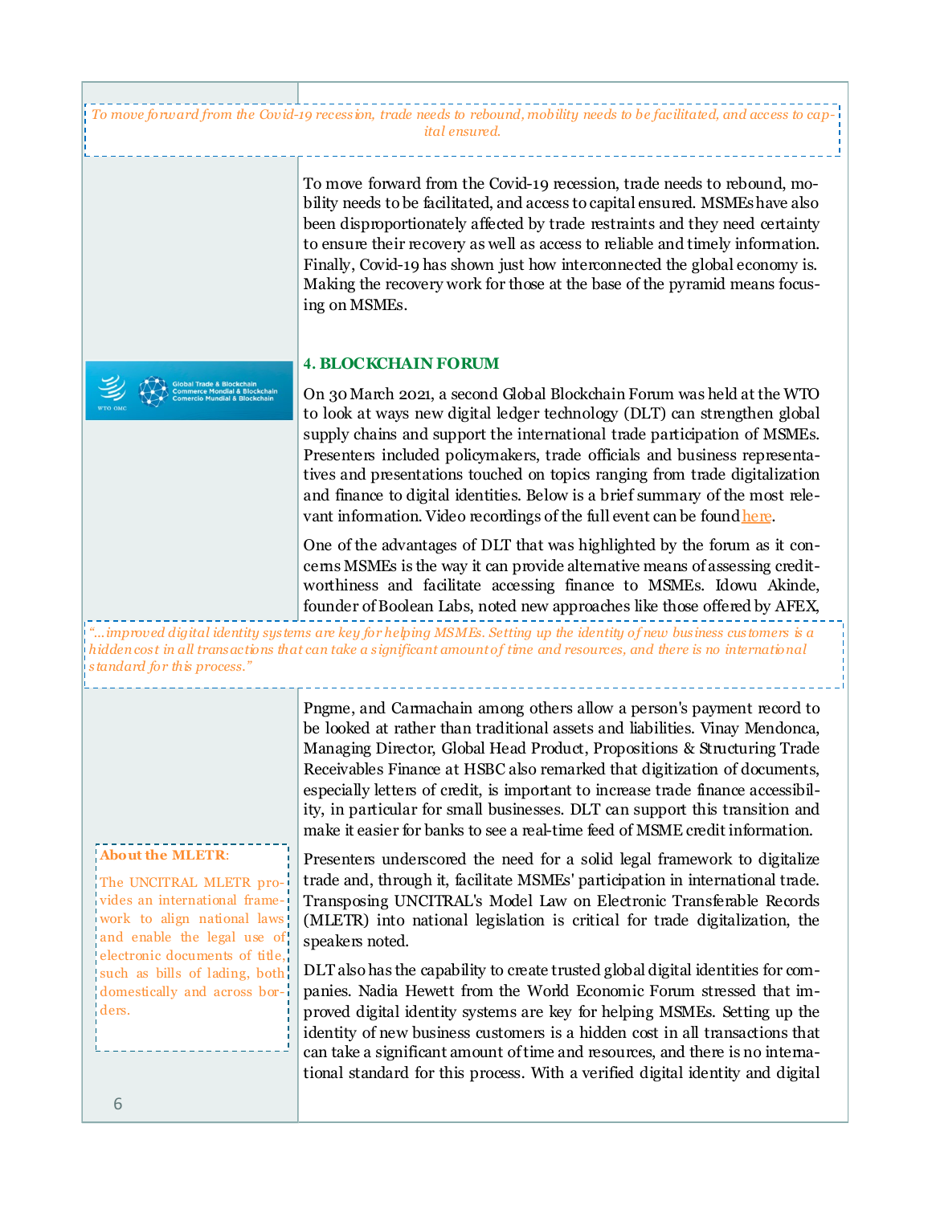*To move forward from the Covid-19 recession, trade needs to rebound, mobility needs to be facilitated, and access to capital ensured.*

To move forward from the Covid-19 recession, trade needs to rebound, mobility needs to be facilitated, and access to capital ensured. MSMEs have also been disproportionately affected by trade restraints and they need certainty to ensure their recovery as well as access to reliable and timely information. Finally, Covid-19 has shown just how interconnected the global economy is. Making the recovery work for those at the base of the pyramid means focusing on MSMEs.

## 4. BLOCKCHAIN FORUM

On 30 March 2021, a second Global Blockchain Forum was held at the WTO to look at ways new digital ledger technology (DLT) can strengthen global supply chains and support the international trade participation of MSMEs. Presenters included policymakers, trade officials and business representatives and presentations touched on topics ranging from trade digitalization and finance to digital identities. Below is a brief summary of the most relevant information. Video recordings of the full event can be found here.

One of the advantages of DLT that was highlighted by the forum as it concerns MSMEs is the way it can provide alternative means of assessing credit-worthiness and facilitate accessing finance to MSMEs. Idowu Akinde, founder of Boolean Labs, noted new approaches like those offered by AFEX, Pngme, and Carmachain among others allow a person's payment record to be looked at rather than traditional assets and liabilities. Vinay Mendonca, Managing Director, Global Head Product, Propositions & Structuring Trade Receivables Finance at HSBC also remarked that digitization of documents, especially letters of credit, is important to increase trade finance accessibility, in particular for small businesses. DLT can support this transition and make it easier for banks to see a real-time feed of MSME credit information.

*"...improved digital identity systems are key for helping MSMEs. Setting up the identity of new business customers is a hidden cost in all transactions that can take a significant amount of time and resources, and there is no international standard for this process."*

Presenters underscored the need for a solid legal framework to digitalize trade and, through it, facilitate MSMEs' participation in international trade. Transposing UNCITRAL's Model Law on Electronic Transferable Records (MLETR) into national legislation is critical for trade digitalization, the speakers noted.

> **About the MLETR:**
>
> The UNCITRAL MLETR provides an international framework to align national laws and enable the legal use of electronic documents of title, such as bills of lading, both domestically and across borders.

DLT also has the capability to create trusted global digital identities for companies. Nadia Hewett from the World Economic Forum stressed that improved digital identity systems are key for helping MSMEs. Setting up the identity of new business customers is a hidden cost in all transactions that can take a significant amount of time and resources, and there is no international standard for this process. With a verified digital identity and digital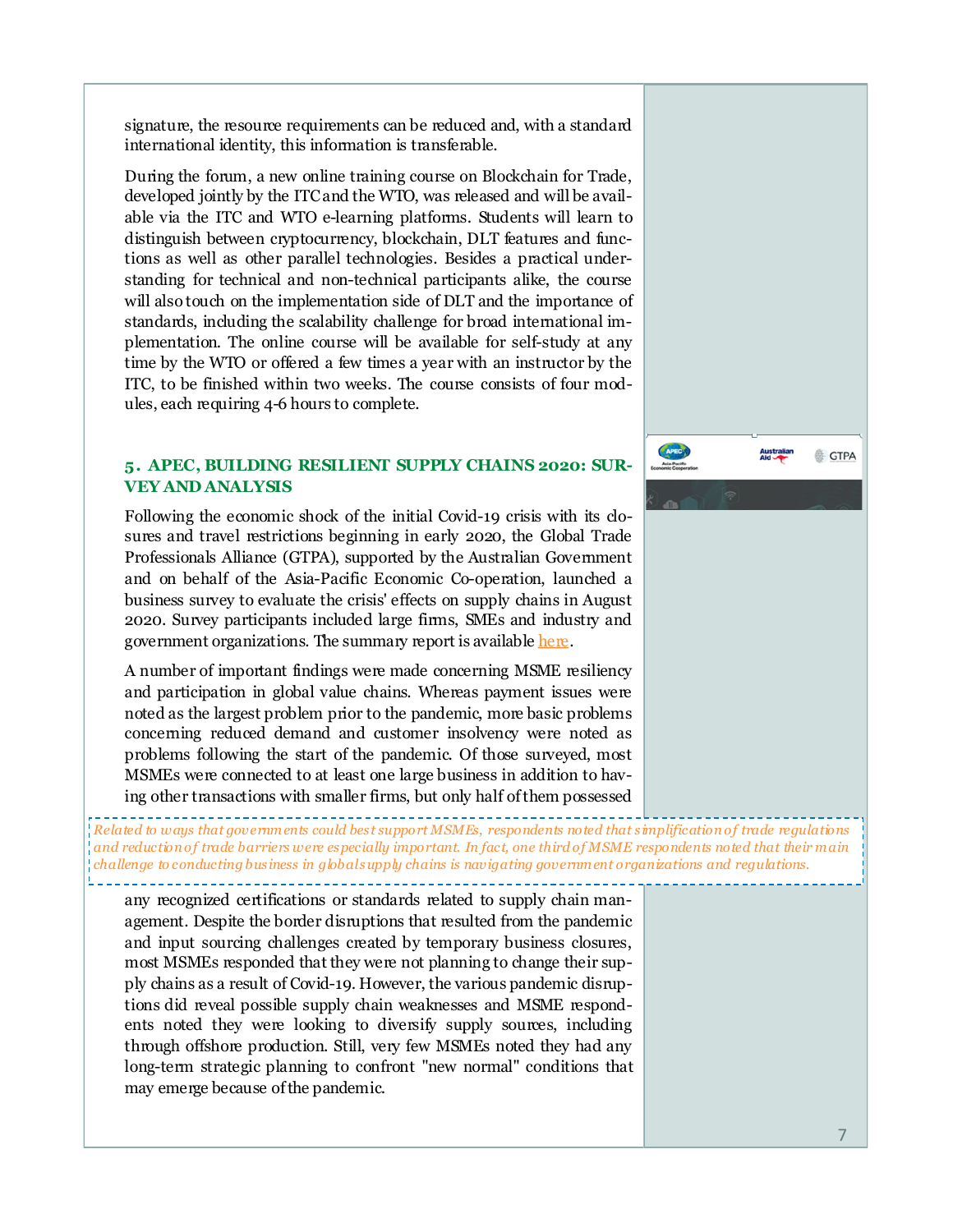signature, the resource requirements can be reduced and, with a standard international identity, this information is transferable.

During the forum, a new online training course on Blockchain for Trade, developed jointly by the ITC and the WTO, was released and will be available via the ITC and WTO e-learning platforms. Students will learn to distinguish between cryptocurrency, blockchain, DLT features and functions as well as other parallel technologies. Besides a practical understanding for technical and non-technical participants alike, the course will also touch on the implementation side of DLT and the importance of standards, including the scalability challenge for broad international implementation. The online course will be available for self-study at any time by the WTO or offered a few times a year with an instructor by the ITC, to be finished within two weeks. The course consists of four modules, each requiring 4-6 hours to complete.

## 5. APEC, BUILDING RESILIENT SUPPLY CHAINS 2020: SURVEY AND ANALYSIS

Following the economic shock of the initial Covid-19 crisis with its closures and travel restrictions beginning in early 2020, the Global Trade Professionals Alliance (GTPA), supported by the Australian Government and on behalf of the Asia-Pacific Economic Co-operation, launched a business survey to evaluate the crisis' effects on supply chains in August 2020. Survey participants included large firms, SMEs and industry and government organizations. The summary report is available here.

A number of important findings were made concerning MSME resiliency and participation in global value chains. Whereas payment issues were noted as the largest problem prior to the pandemic, more basic problems concerning reduced demand and customer insolvency were noted as problems following the start of the pandemic. Of those surveyed, most MSMEs were connected to at least one large business in addition to having other transactions with smaller firms, but only half of them possessed any recognized certifications or standards related to supply chain management. Despite the border disruptions that resulted from the pandemic and input sourcing challenges created by temporary business closures, most MSMEs responded that they were not planning to change their supply chains as a result of Covid-19. However, the various pandemic disruptions did reveal possible supply chain weaknesses and MSME respondents noted they were looking to diversify supply sources, including through offshore production. Still, very few MSMEs noted they had any long-term strategic planning to confront "new normal" conditions that may emerge because of the pandemic.

*Related to ways that governments could best support MSMEs, respondents noted that simplification of trade regulations and reduction of trade barriers were especially important. In fact, one third of MSME respondents noted that their main challenge to conducting business in global supply chains is navigating government organizations and regulations.*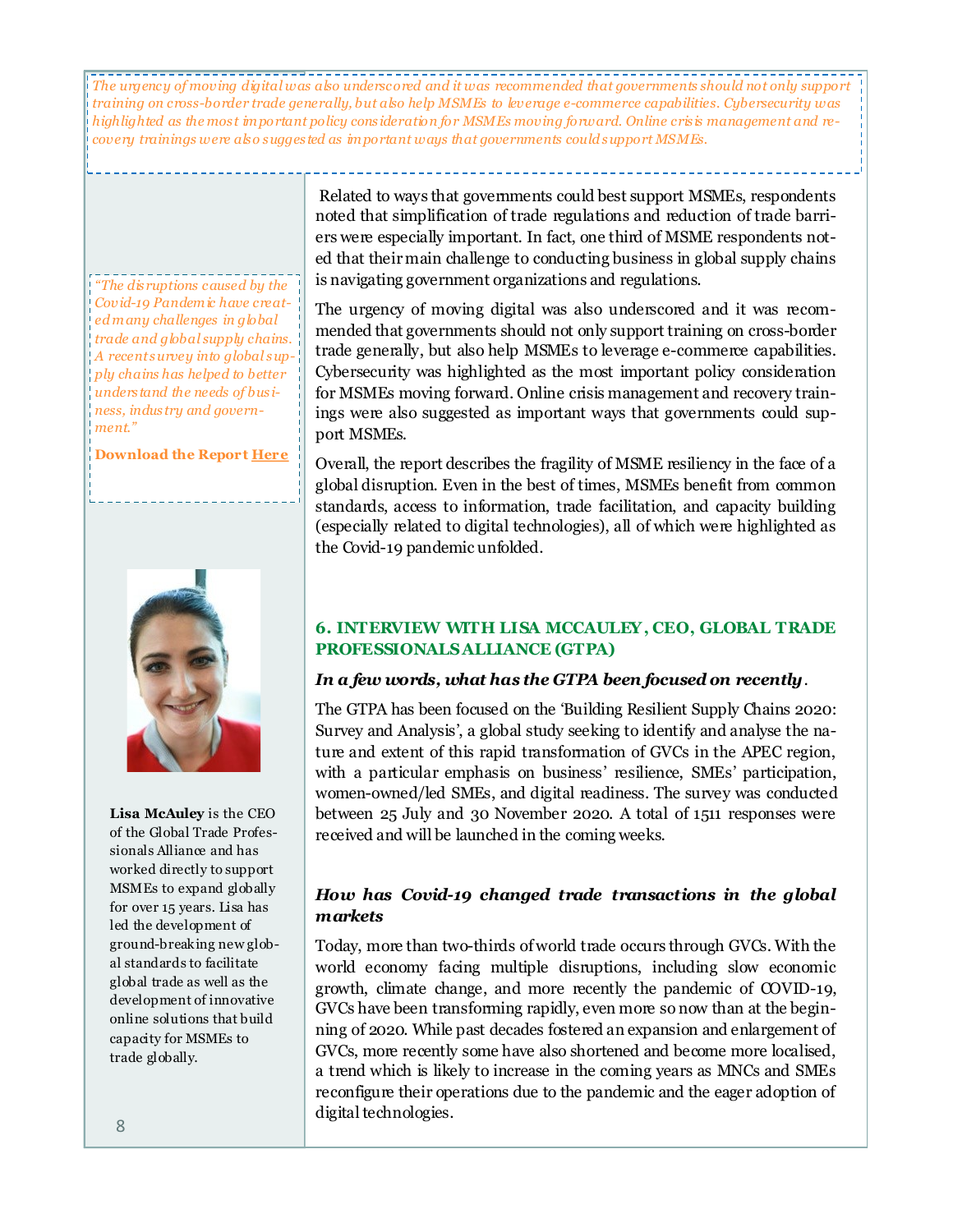*The urgency of moving digital was also underscored and it was recommended that governments should not only support training on cross-border trade generally, but also help MSMEs to leverage e-commerce capabilities. Cybersecurity was highlighted as the most important policy consideration for MSMEs moving forward. Online crisis management and recovery trainings were also suggested as important ways that governments could support MSMEs.*

Related to ways that governments could best support MSMEs, respondents noted that simplification of trade regulations and reduction of trade barriers were especially important. In fact, one third of MSME respondents noted that their main challenge to conducting business in global supply chains is navigating government organizations and regulations.

The urgency of moving digital was also underscored and it was recommended that governments should not only support training on cross-border trade generally, but also help MSMEs to leverage e-commerce capabilities. Cybersecurity was highlighted as the most important policy consideration for MSMEs moving forward. Online crisis management and recovery trainings were also suggested as important ways that governments could support MSMEs.

Overall, the report describes the fragility of MSME resiliency in the face of a global disruption. Even in the best of times, MSMEs benefit from common standards, access to information, trade facilitation, and capacity building (especially related to digital technologies), all of which were highlighted as the Covid-19 pandemic unfolded.

*"The disruptions caused by the Covid-19 Pandemic have created many challenges in global trade and global supply chains. A recent survey into global supply chains has helped to better understand the needs of business, industry and government."*

**Download the Report Here**

## 6. INTERVIEW WITH LISA MCCAULEY, CEO, GLOBAL TRADE PROFESSIONALS ALLIANCE (GTPA)

**Lisa McAuley** is the CEO of the Global Trade Professionals Alliance and has worked directly to support MSMEs to expand globally for over 15 years. Lisa has led the development of ground-breaking new global standards to facilitate global trade as well as the development of innovative online solutions that build capacity for MSMEs to trade globally.

***In a few words, what has the GTPA been focused on recently.***

The GTPA has been focused on the 'Building Resilient Supply Chains 2020: Survey and Analysis', a global study seeking to identify and analyse the nature and extent of this rapid transformation of GVCs in the APEC region, with a particular emphasis on business' resilience, SMEs' participation, women-owned/led SMEs, and digital readiness. The survey was conducted between 25 July and 30 November 2020. A total of 1511 responses were received and will be launched in the coming weeks.

***How has Covid-19 changed trade transactions in the global markets***

Today, more than two-thirds of world trade occurs through GVCs. With the world economy facing multiple disruptions, including slow economic growth, climate change, and more recently the pandemic of COVID-19, GVCs have been transforming rapidly, even more so now than at the beginning of 2020. While past decades fostered an expansion and enlargement of GVCs, more recently some have also shortened and become more localised, a trend which is likely to increase in the coming years as MNCs and SMEs reconfigure their operations due to the pandemic and the eager adoption of digital technologies.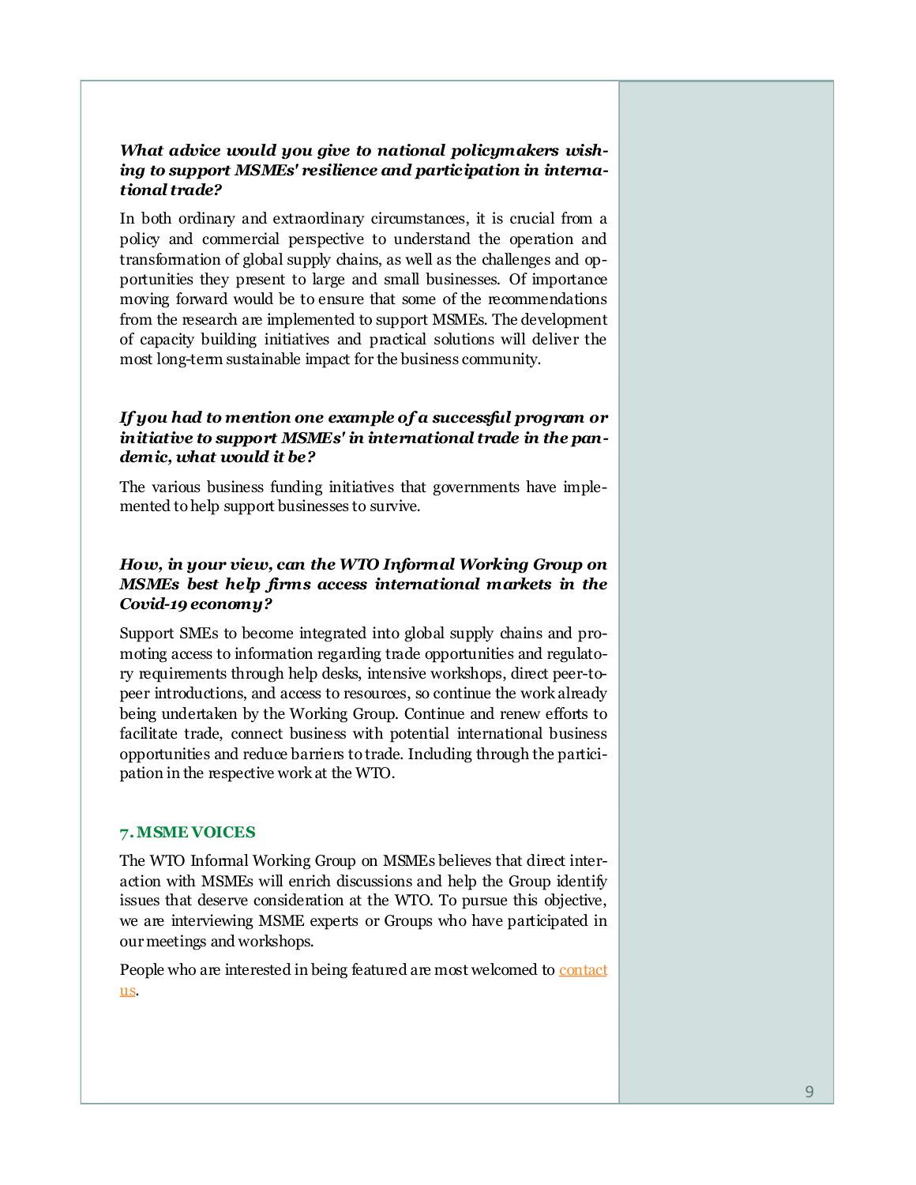***What advice would you give to national policymakers wishing to support MSMEs' resilience and participation in international trade?***

In both ordinary and extraordinary circumstances, it is crucial from a policy and commercial perspective to understand the operation and transformation of global supply chains, as well as the challenges and opportunities they present to large and small businesses. Of importance moving forward would be to ensure that some of the recommendations from the research are implemented to support MSMEs. The development of capacity building initiatives and practical solutions will deliver the most long-term sustainable impact for the business community.

***If you had to mention one example of a successful program or initiative to support MSMEs' in international trade in the pandemic, what would it be?***

The various business funding initiatives that governments have implemented to help support businesses to survive.

***How, in your view, can the WTO Informal Working Group on MSMEs best help firms access international markets in the Covid-19 economy?***

Support SMEs to become integrated into global supply chains and promoting access to information regarding trade opportunities and regulatory requirements through help desks, intensive workshops, direct peer-to-peer introductions, and access to resources, so continue the work already being undertaken by the Working Group. Continue and renew efforts to facilitate trade, connect business with potential international business opportunities and reduce barriers to trade. Including through the participation in the respective work at the WTO.

## 7. MSME VOICES

The WTO Informal Working Group on MSMEs believes that direct interaction with MSMEs will enrich discussions and help the Group identify issues that deserve consideration at the WTO. To pursue this objective, we are interviewing MSME experts or Groups who have participated in our meetings and workshops.

People who are interested in being featured are most welcomed to contact us.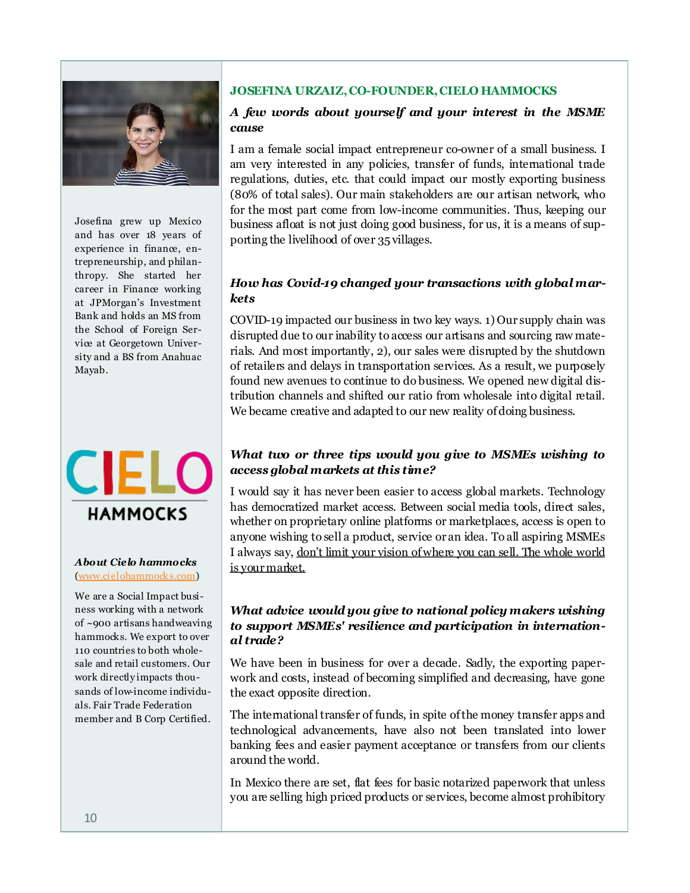## JOSEFINA URZAIZ, CO-FOUNDER, CIELO HAMMOCKS

Josefina grew up Mexico and has over 18 years of experience in finance, entrepreneurship, and philanthropy. She started her career in Finance working at JPMorgan's Investment Bank and holds an MS from the School of Foreign Service at Georgetown University and a BS from Anahuac Mayab.

***About Cielo hammocks*** (www.cielohammocks.com)

We are a Social Impact business working with a network of ~900 artisans handweaving hammocks. We export to over 110 countries to both wholesale and retail customers. Our work directly impacts thousands of low-income individuals. Fair Trade Federation member and B Corp Certified.

### *A few words about yourself and your interest in the MSME cause*

I am a female social impact entrepreneur co-owner of a small business. I am very interested in any policies, transfer of funds, international trade regulations, duties, etc. that could impact our mostly exporting business (80% of total sales). Our main stakeholders are our artisan network, who for the most part come from low-income communities. Thus, keeping our business afloat is not just doing good business, for us, it is a means of supporting the livelihood of over 35 villages.

### *How has Covid-19 changed your transactions with global markets*

COVID-19 impacted our business in two key ways. 1) Our supply chain was disrupted due to our inability to access our artisans and sourcing raw materials. And most importantly, 2), our sales were disrupted by the shutdown of retailers and delays in transportation services. As a result, we purposely found new avenues to continue to do business. We opened new digital distribution channels and shifted our ratio from wholesale into digital retail. We became creative and adapted to our new reality of doing business.

### *What two or three tips would you give to MSMEs wishing to access global markets at this time?*

I would say it has never been easier to access global markets. Technology has democratized market access. Between social media tools, direct sales, whether on proprietary online platforms or marketplaces, access is open to anyone wishing to sell a product, service or an idea. To all aspiring MSMEs I always say, <u>don't limit your vision of where you can sell. The whole world is your market.</u>

### *What advice would you give to national policy makers wishing to support MSMEs' resilience and participation in international trade?*

We have been in business for over a decade. Sadly, the exporting paperwork and costs, instead of becoming simplified and decreasing, have gone the exact opposite direction.

The international transfer of funds, in spite of the money transfer apps and technological advancements, have also not been translated into lower banking fees and easier payment acceptance or transfers from our clients around the world.

In Mexico there are set, flat fees for basic notarized paperwork that unless you are selling high priced products or services, become almost prohibitory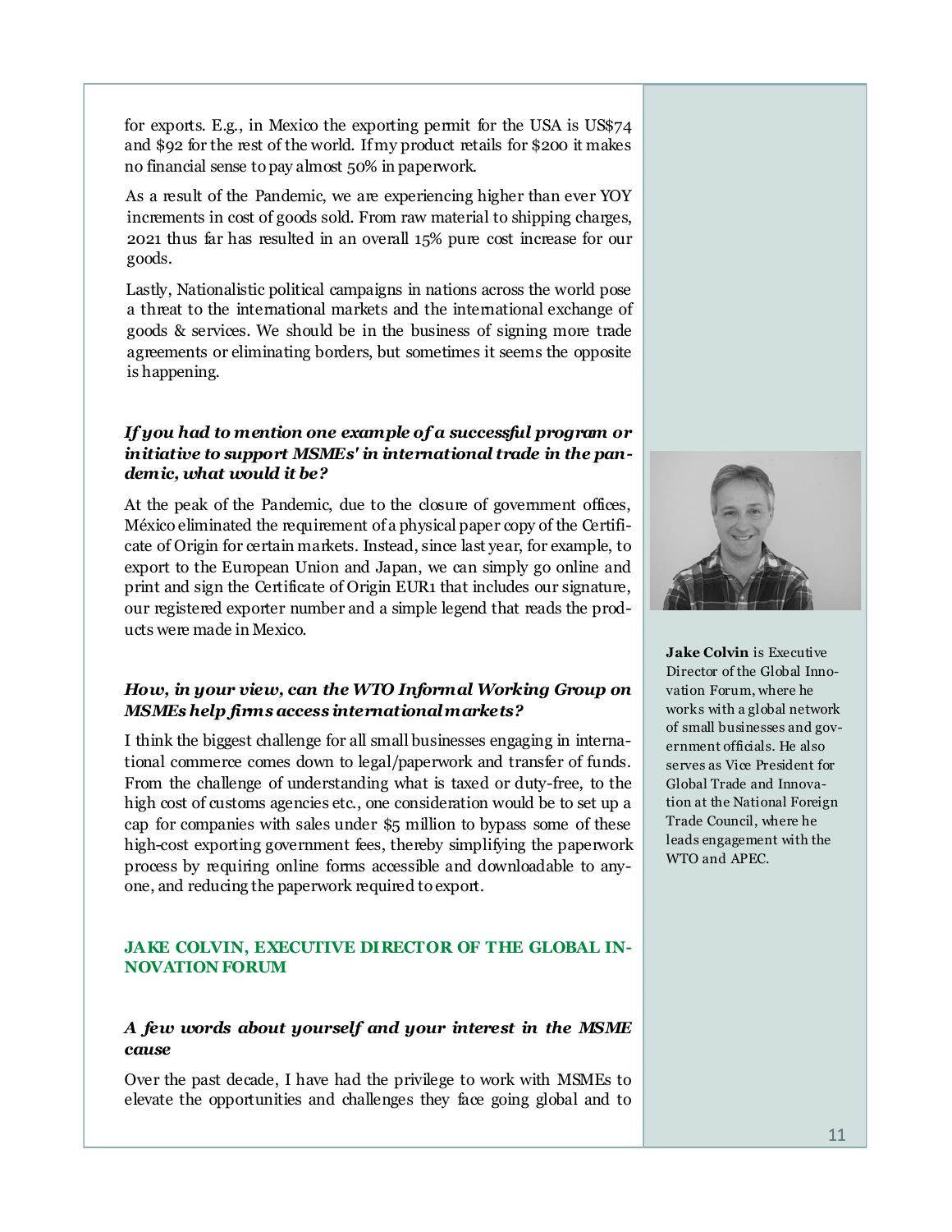for exports. E.g., in Mexico the exporting permit for the USA is US$74 and $92 for the rest of the world. If my product retails for $200 it makes no financial sense to pay almost 50% in paperwork.

As a result of the Pandemic, we are experiencing higher than ever YOY increments in cost of goods sold. From raw material to shipping charges, 2021 thus far has resulted in an overall 15% pure cost increase for our goods.

Lastly, Nationalistic political campaigns in nations across the world pose a threat to the international markets and the international exchange of goods & services. We should be in the business of signing more trade agreements or eliminating borders, but sometimes it seems the opposite is happening.

***If you had to mention one example of a successful program or initiative to support MSMEs' in international trade in the pandemic, what would it be?***

At the peak of the Pandemic, due to the closure of government offices, México eliminated the requirement of a physical paper copy of the Certificate of Origin for certain markets. Instead, since last year, for example, to export to the European Union and Japan, we can simply go online and print and sign the Certificate of Origin EUR1 that includes our signature, our registered exporter number and a simple legend that reads the products were made in Mexico.

***How, in your view, can the WTO Informal Working Group on MSMEs help firms access international markets?***

I think the biggest challenge for all small businesses engaging in international commerce comes down to legal/paperwork and transfer of funds. From the challenge of understanding what is taxed or duty-free, to the high cost of customs agencies etc., one consideration would be to set up a cap for companies with sales under $5 million to bypass some of these high-cost exporting government fees, thereby simplifying the paperwork process by requiring online forms accessible and downloadable to anyone, and reducing the paperwork required to export.

## JAKE COLVIN, EXECUTIVE DIRECTOR OF THE GLOBAL INNOVATION FORUM

**Jake Colvin** is Executive Director of the Global Innovation Forum, where he works with a global network of small businesses and government officials. He also serves as Vice President for Global Trade and Innovation at the National Foreign Trade Council, where he leads engagement with the WTO and APEC.

***A few words about yourself and your interest in the MSME cause***

Over the past decade, I have had the privilege to work with MSMEs to elevate the opportunities and challenges they face going global and to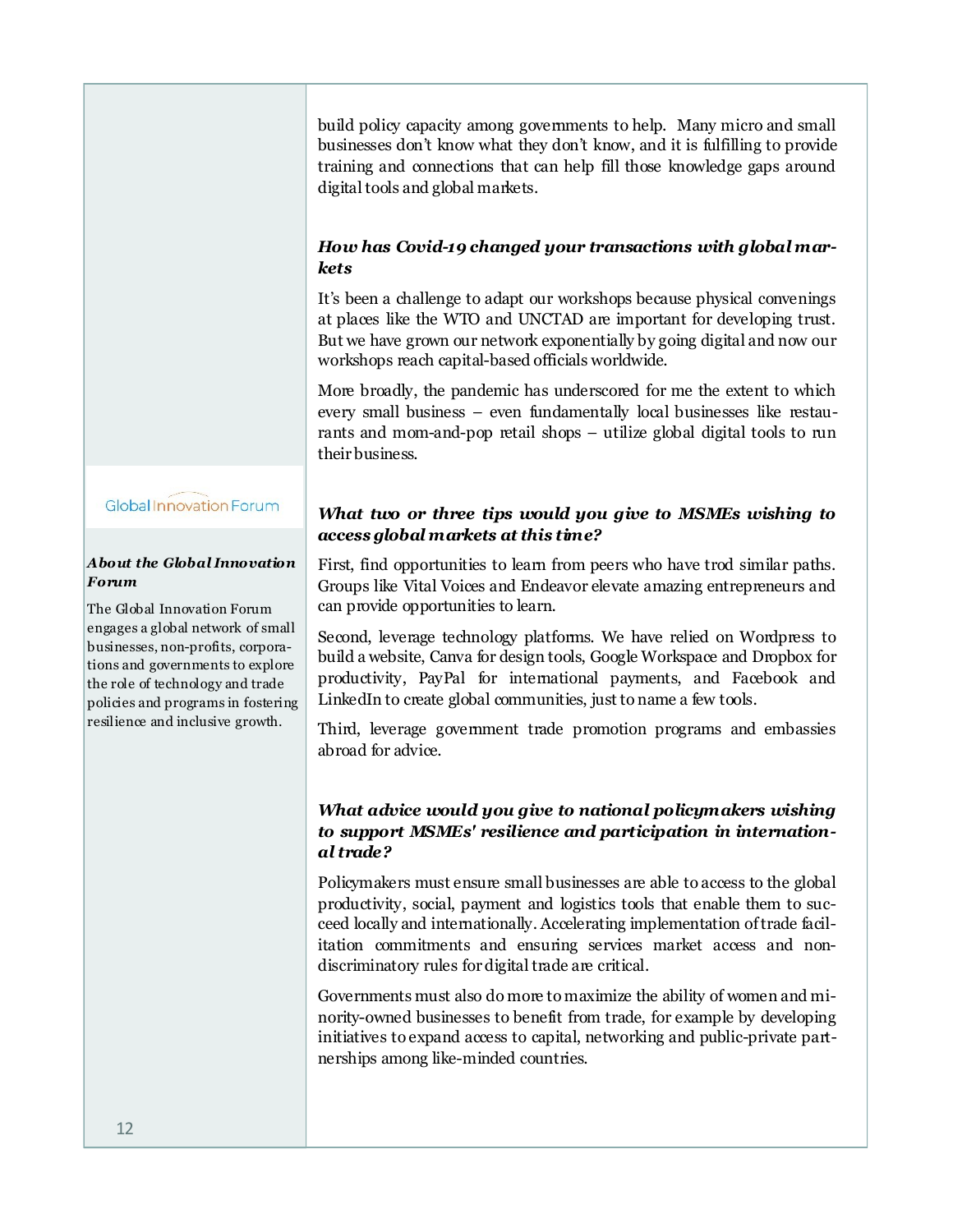build policy capacity among governments to help. Many micro and small businesses don't know what they don't know, and it is fulfilling to provide training and connections that can help fill those knowledge gaps around digital tools and global markets.

***How has Covid-19 changed your transactions with global markets***

It's been a challenge to adapt our workshops because physical convenings at places like the WTO and UNCTAD are important for developing trust. But we have grown our network exponentially by going digital and now our workshops reach capital-based officials worldwide.

More broadly, the pandemic has underscored for me the extent to which every small business – even fundamentally local businesses like restaurants and mom-and-pop retail shops – utilize global digital tools to run their business.

***What two or three tips would you give to MSMEs wishing to access global markets at this time?***

First, find opportunities to learn from peers who have trod similar paths. Groups like Vital Voices and Endeavor elevate amazing entrepreneurs and can provide opportunities to learn.

Second, leverage technology platforms. We have relied on Wordpress to build a website, Canva for design tools, Google Workspace and Dropbox for productivity, PayPal for international payments, and Facebook and LinkedIn to create global communities, just to name a few tools.

Third, leverage government trade promotion programs and embassies abroad for advice.

***What advice would you give to national policymakers wishing to support MSMEs' resilience and participation in international trade?***

Policymakers must ensure small businesses are able to access to the global productivity, social, payment and logistics tools that enable them to succeed locally and internationally. Accelerating implementation of trade facilitation commitments and ensuring services market access and non-discriminatory rules for digital trade are critical.

Governments must also do more to maximize the ability of women and minority-owned businesses to benefit from trade, for example by developing initiatives to expand access to capital, networking and public-private partnerships among like-minded countries.

Global Innovation Forum

***About the Global Innovation Forum***

The Global Innovation Forum engages a global network of small businesses, non-profits, corporations and governments to explore the role of technology and trade policies and programs in fostering resilience and inclusive growth.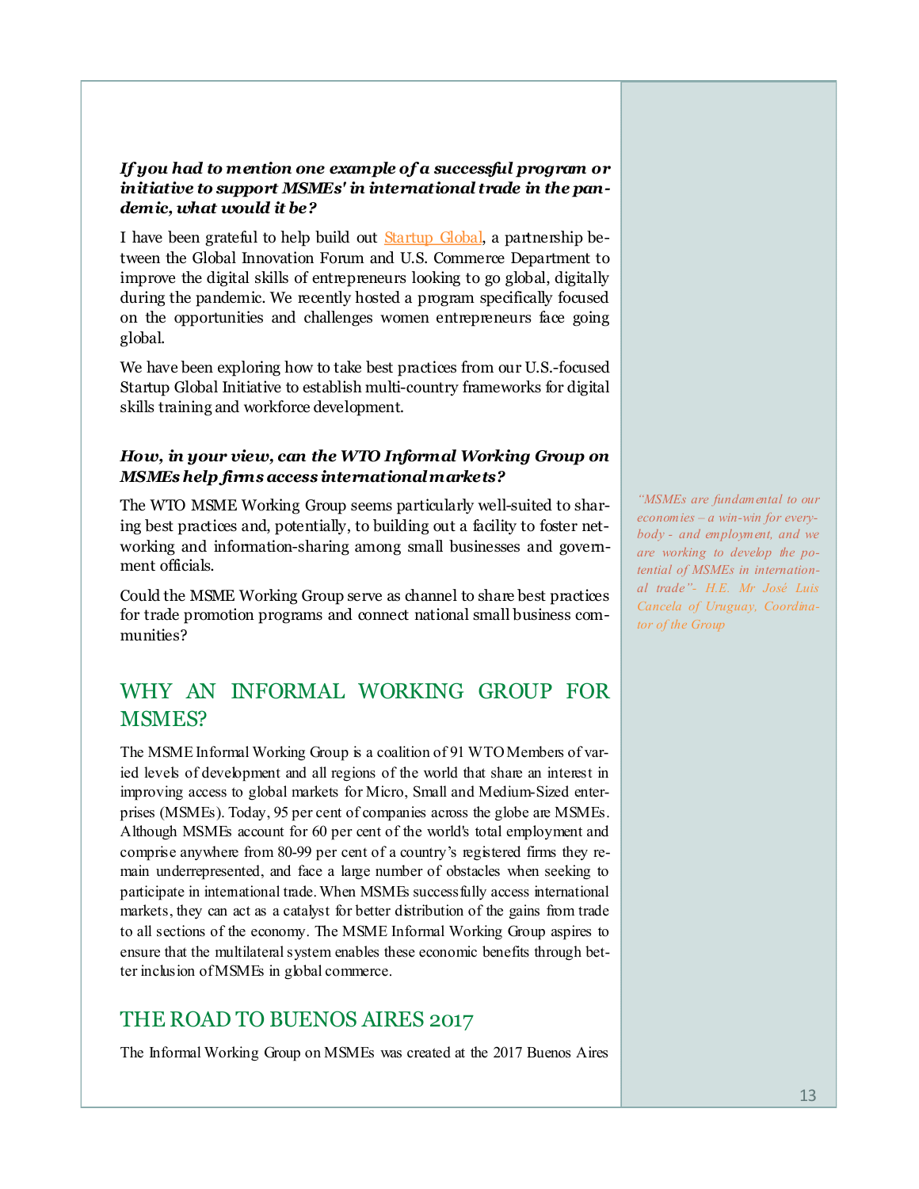***If you had to mention one example of a successful program or initiative to support MSMEs' in international trade in the pandemic, what would it be?***

I have been grateful to help build out Startup Global, a partnership between the Global Innovation Forum and U.S. Commerce Department to improve the digital skills of entrepreneurs looking to go global, digitally during the pandemic. We recently hosted a program specifically focused on the opportunities and challenges women entrepreneurs face going global.

We have been exploring how to take best practices from our U.S.-focused Startup Global Initiative to establish multi-country frameworks for digital skills training and workforce development.

***How, in your view, can the WTO Informal Working Group on MSMEs help firms access international markets?***

The WTO MSME Working Group seems particularly well-suited to sharing best practices and, potentially, to building out a facility to foster networking and information-sharing among small businesses and government officials.

Could the MSME Working Group serve as channel to share best practices for trade promotion programs and connect national small business communities?

*"MSMEs are fundamental to our economies – a win-win for everybody - and employment, and we are working to develop the potential of MSMEs in international trade"- H.E. Mr José Luis Cancela of Uruguay, Coordinator of the Group*

## WHY AN INFORMAL WORKING GROUP FOR MSMES?

The MSME Informal Working Group is a coalition of 91 WTO Members of varied levels of development and all regions of the world that share an interest in improving access to global markets for Micro, Small and Medium-Sized enterprises (MSMEs). Today, 95 per cent of companies across the globe are MSMEs. Although MSMEs account for 60 per cent of the world's total employment and comprise anywhere from 80-99 per cent of a country's registered firms they remain underrepresented, and face a large number of obstacles when seeking to participate in international trade. When MSMEs successfully access international markets, they can act as a catalyst for better distribution of the gains from trade to all sections of the economy. The MSME Informal Working Group aspires to ensure that the multilateral system enables these economic benefits through better inclusion of MSMEs in global commerce.

## THE ROAD TO BUENOS AIRES 2017

The Informal Working Group on MSMEs was created at the 2017 Buenos Aires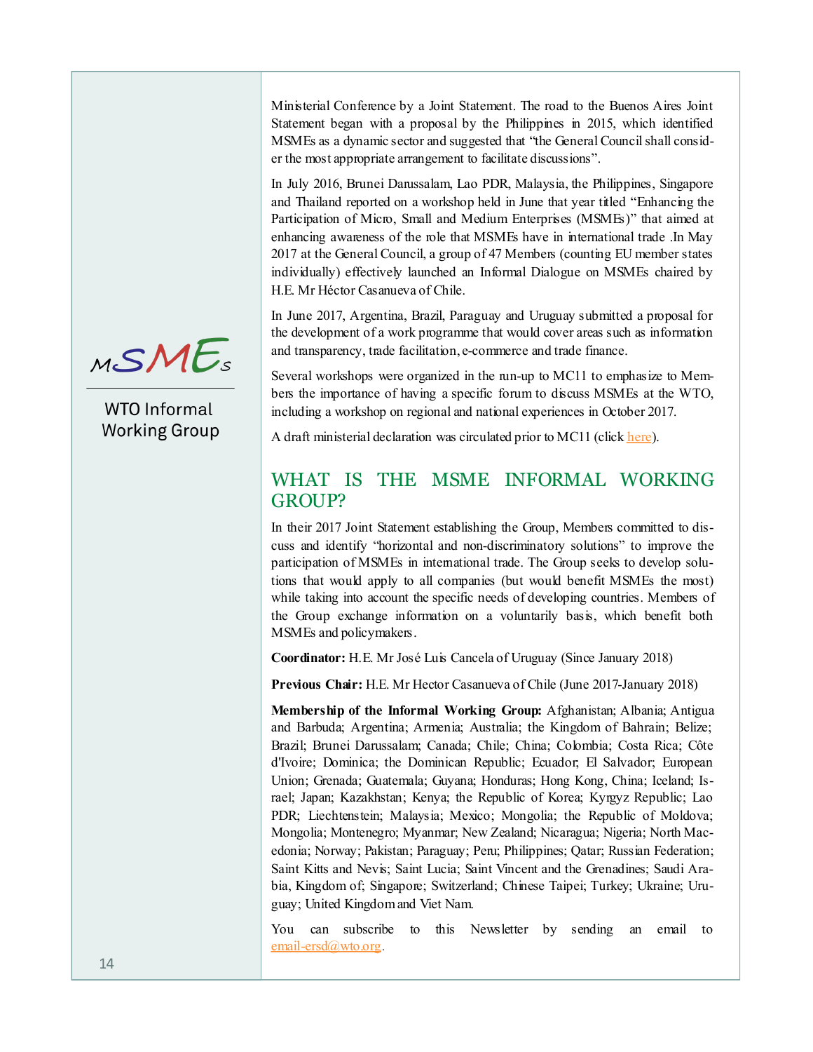MSMEs

WTO Informal Working Group

Ministerial Conference by a Joint Statement. The road to the Buenos Aires Joint Statement began with a proposal by the Philippines in 2015, which identified MSMEs as a dynamic sector and suggested that "the General Council shall consider the most appropriate arrangement to facilitate discussions".

In July 2016, Brunei Darussalam, Lao PDR, Malaysia, the Philippines, Singapore and Thailand reported on a workshop held in June that year titled "Enhancing the Participation of Micro, Small and Medium Enterprises (MSMEs)" that aimed at enhancing awareness of the role that MSMEs have in international trade .In May 2017 at the General Council, a group of 47 Members (counting EU member states individually) effectively launched an Informal Dialogue on MSMEs chaired by H.E. Mr Héctor Casanueva of Chile.

In June 2017, Argentina, Brazil, Paraguay and Uruguay submitted a proposal for the development of a work programme that would cover areas such as information and transparency, trade facilitation, e-commerce and trade finance.

Several workshops were organized in the run-up to MC11 to emphasize to Members the importance of having a specific forum to discuss MSMEs at the WTO, including a workshop on regional and national experiences in October 2017.

A draft ministerial declaration was circulated prior to MC11 (click here).

## WHAT IS THE MSME INFORMAL WORKING GROUP?

In their 2017 Joint Statement establishing the Group, Members committed to discuss and identify "horizontal and non-discriminatory solutions" to improve the participation of MSMEs in international trade. The Group seeks to develop solutions that would apply to all companies (but would benefit MSMEs the most) while taking into account the specific needs of developing countries. Members of the Group exchange information on a voluntarily basis, which benefit both MSMEs and policymakers.

**Coordinator:** H.E. Mr José Luis Cancela of Uruguay (Since January 2018)

**Previous Chair:** H.E. Mr Hector Casanueva of Chile (June 2017-January 2018)

**Membership of the Informal Working Group:** Afghanistan; Albania; Antigua and Barbuda; Argentina; Armenia; Australia; the Kingdom of Bahrain; Belize; Brazil; Brunei Darussalam; Canada; Chile; China; Colombia; Costa Rica; Côte d'Ivoire; Dominica; the Dominican Republic; Ecuador; El Salvador; European Union; Grenada; Guatemala; Guyana; Honduras; Hong Kong, China; Iceland; Israel; Japan; Kazakhstan; Kenya; the Republic of Korea; Kyrgyz Republic; Lao PDR; Liechtenstein; Malaysia; Mexico; Mongolia; the Republic of Moldova; Mongolia; Montenegro; Myanmar; New Zealand; Nicaragua; Nigeria; North Macedonia; Norway; Pakistan; Paraguay; Peru; Philippines; Qatar; Russian Federation; Saint Kitts and Nevis; Saint Lucia; Saint Vincent and the Grenadines; Saudi Arabia, Kingdom of; Singapore; Switzerland; Chinese Taipei; Turkey; Ukraine; Uruguay; United Kingdom and Viet Nam.

You can subscribe to this Newsletter by sending an email to email-ersd@wto.org.